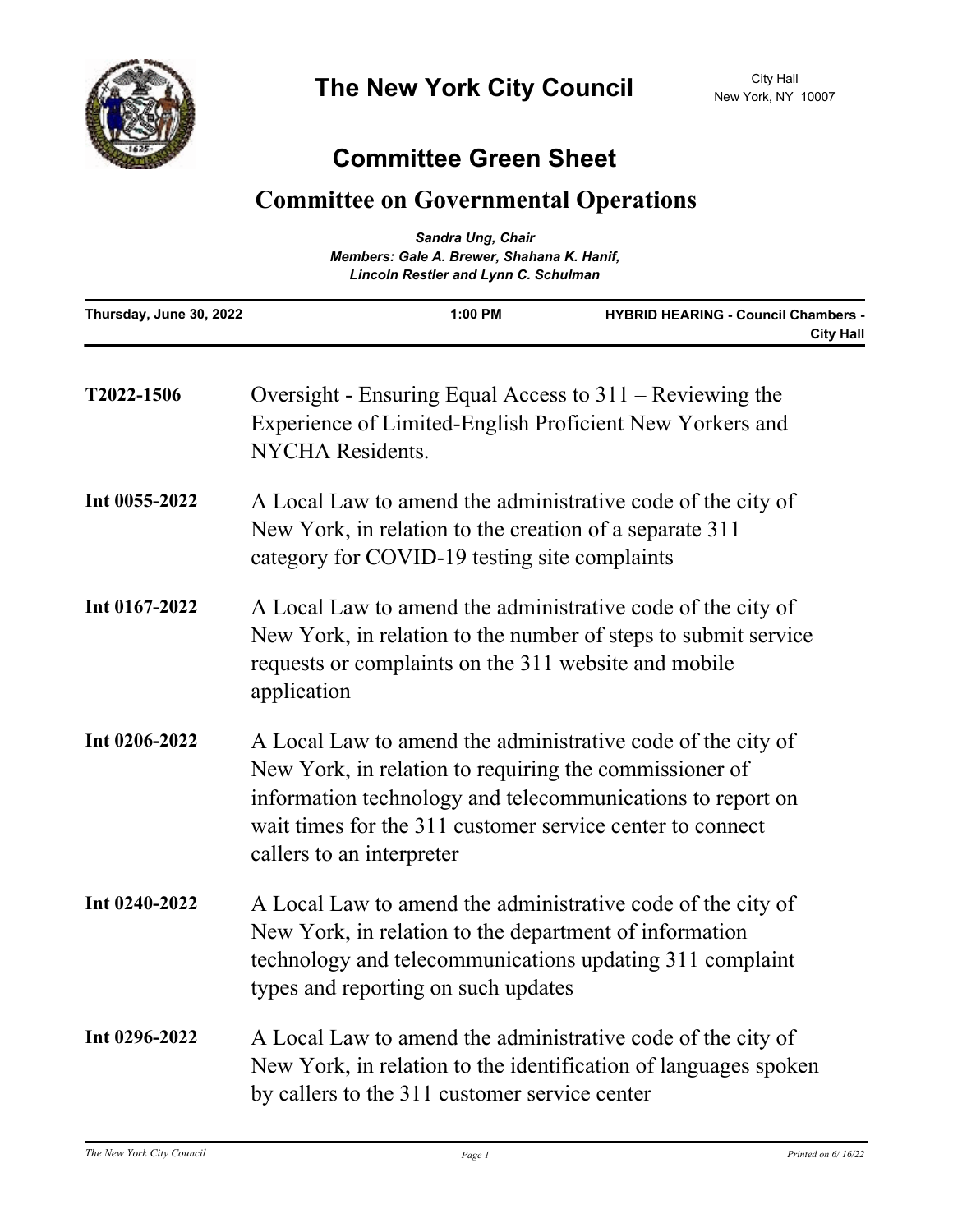# The New York City Council

City Hall
New York, NY 10007

## Committee Green Sheet

## Committee on Governmental Operations

*Sandra Ung, Chair*
*Members: Gale A. Brewer, Shahana K. Hanif, Lincoln Restler and Lynn C. Schulman*

| Thursday, June 30, 2022 | 1:00 PM | HYBRID HEARING - Council Chambers - City Hall |
|---|---|---|

**T2022-1506** Oversight - Ensuring Equal Access to 311 – Reviewing the Experience of Limited-English Proficient New Yorkers and NYCHA Residents.

**Int 0055-2022** A Local Law to amend the administrative code of the city of New York, in relation to the creation of a separate 311 category for COVID-19 testing site complaints

**Int 0167-2022** A Local Law to amend the administrative code of the city of New York, in relation to the number of steps to submit service requests or complaints on the 311 website and mobile application

**Int 0206-2022** A Local Law to amend the administrative code of the city of New York, in relation to requiring the commissioner of information technology and telecommunications to report on wait times for the 311 customer service center to connect callers to an interpreter

**Int 0240-2022** A Local Law to amend the administrative code of the city of New York, in relation to the department of information technology and telecommunications updating 311 complaint types and reporting on such updates

**Int 0296-2022** A Local Law to amend the administrative code of the city of New York, in relation to the identification of languages spoken by callers to the 311 customer service center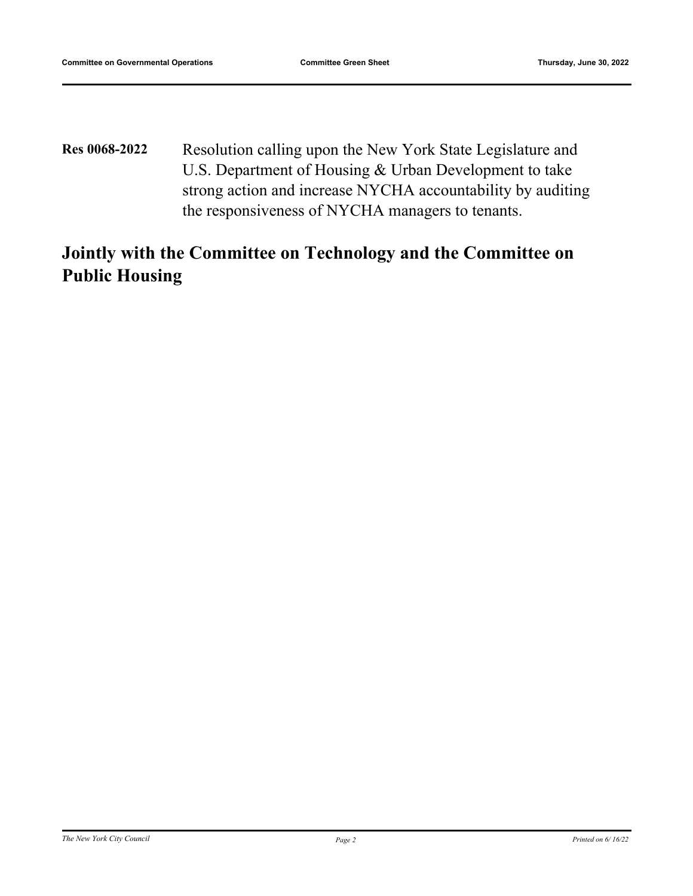**Res 0068-2022** Resolution calling upon the New York State Legislature and U.S. Department of Housing & Urban Development to take strong action and increase NYCHA accountability by auditing the responsiveness of NYCHA managers to tenants.

## Jointly with the Committee on Technology and the Committee on Public Housing